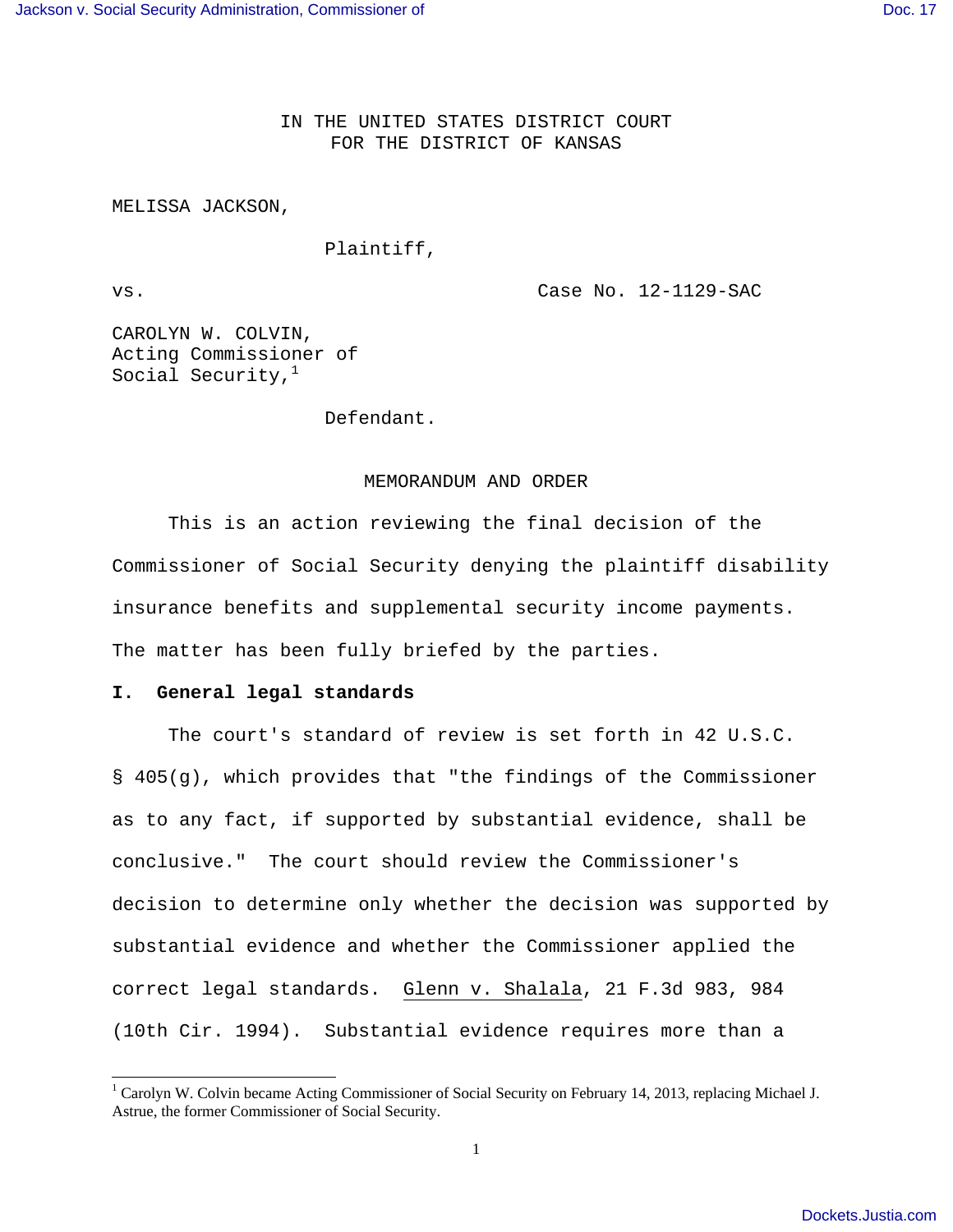IN THE UNITED STATES DISTRICT COURT
FOR THE DISTRICT OF KANSAS

MELISSA JACKSON,

Plaintiff,

vs. Case No. 12-1129-SAC

CAROLYN W. COLVIN,
Acting Commissioner of
Social Security,[1]

Defendant.

MEMORANDUM AND ORDER

This is an action reviewing the final decision of the Commissioner of Social Security denying the plaintiff disability insurance benefits and supplemental security income payments. The matter has been fully briefed by the parties.

**I. General legal standards**

The court's standard of review is set forth in 42 U.S.C. § 405(g), which provides that "the findings of the Commissioner as to any fact, if supported by substantial evidence, shall be conclusive." The court should review the Commissioner's decision to determine only whether the decision was supported by substantial evidence and whether the Commissioner applied the correct legal standards. Glenn v. Shalala, 21 F.3d 983, 984 (10th Cir. 1994). Substantial evidence requires more than a

[1] Carolyn W. Colvin became Acting Commissioner of Social Security on February 14, 2013, replacing Michael J. Astrue, the former Commissioner of Social Security.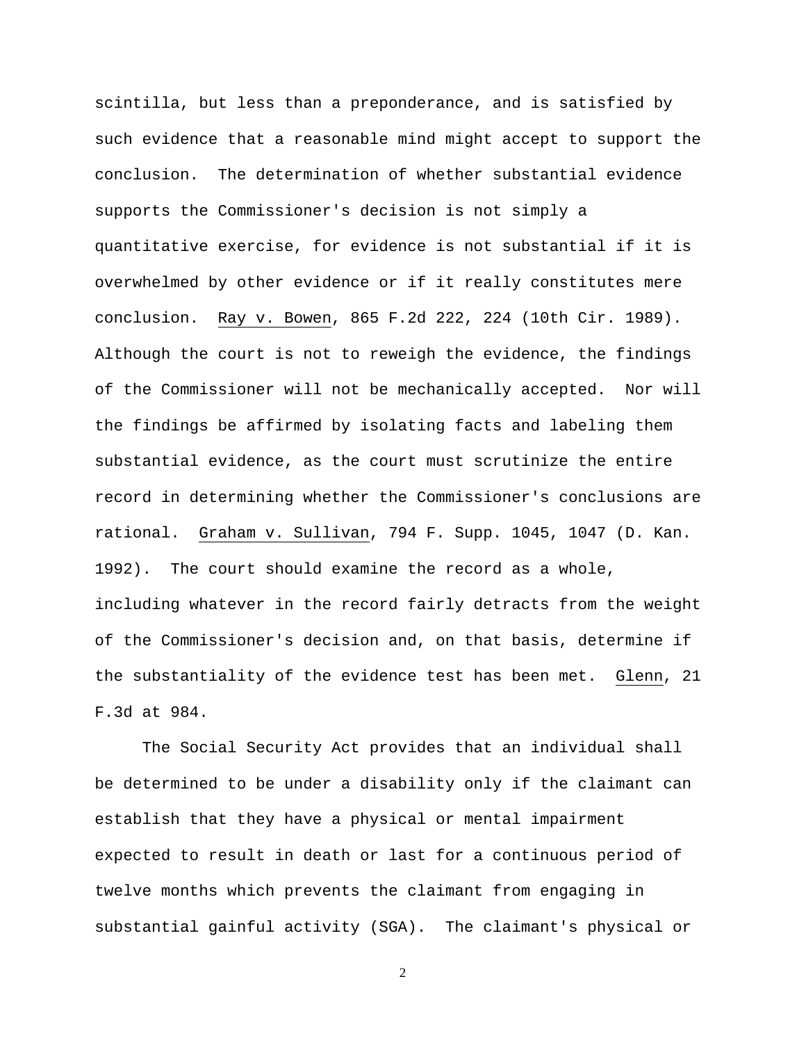scintilla, but less than a preponderance, and is satisfied by such evidence that a reasonable mind might accept to support the conclusion. The determination of whether substantial evidence supports the Commissioner's decision is not simply a quantitative exercise, for evidence is not substantial if it is overwhelmed by other evidence or if it really constitutes mere conclusion. Ray v. Bowen, 865 F.2d 222, 224 (10th Cir. 1989). Although the court is not to reweigh the evidence, the findings of the Commissioner will not be mechanically accepted. Nor will the findings be affirmed by isolating facts and labeling them substantial evidence, as the court must scrutinize the entire record in determining whether the Commissioner's conclusions are rational. Graham v. Sullivan, 794 F. Supp. 1045, 1047 (D. Kan. 1992). The court should examine the record as a whole, including whatever in the record fairly detracts from the weight of the Commissioner's decision and, on that basis, determine if the substantiality of the evidence test has been met. Glenn, 21 F.3d at 984.

The Social Security Act provides that an individual shall be determined to be under a disability only if the claimant can establish that they have a physical or mental impairment expected to result in death or last for a continuous period of twelve months which prevents the claimant from engaging in substantial gainful activity (SGA). The claimant's physical or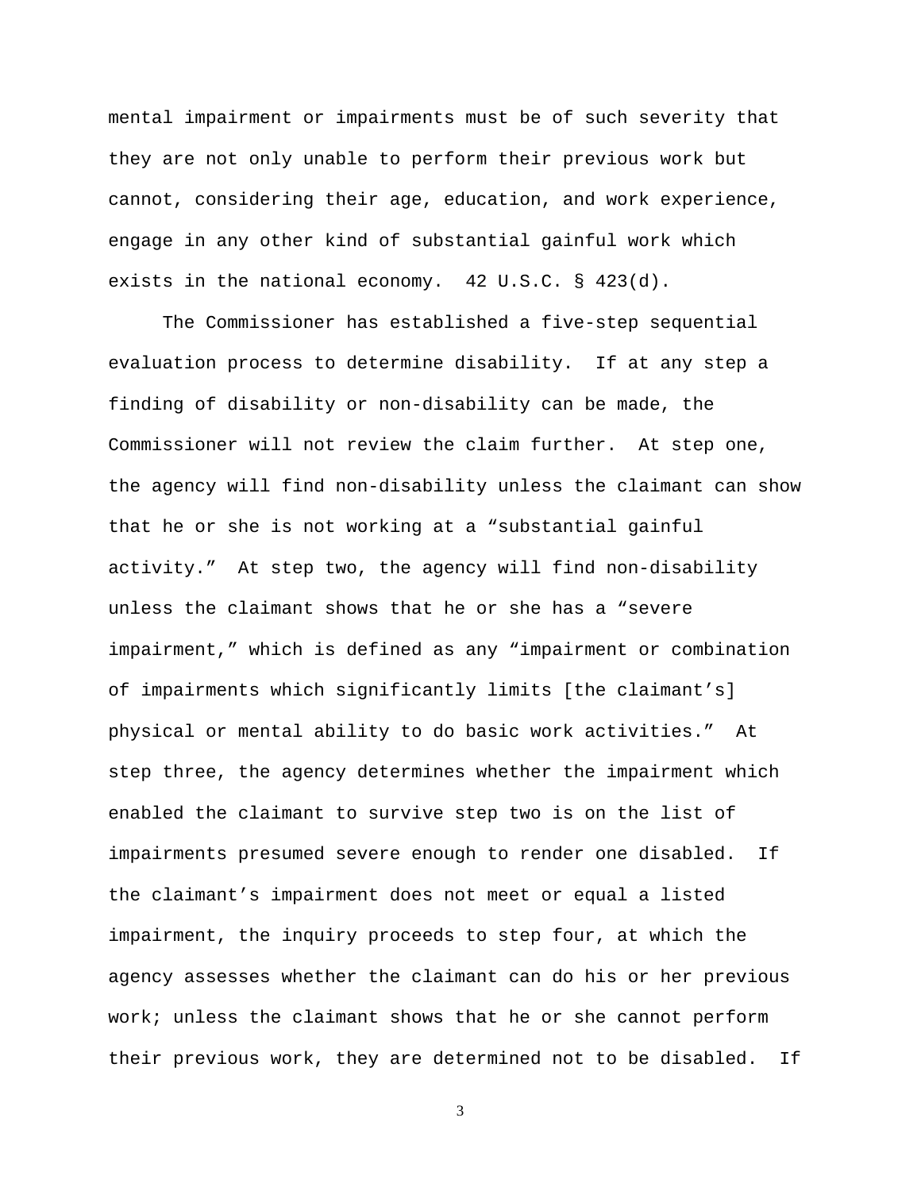mental impairment or impairments must be of such severity that they are not only unable to perform their previous work but cannot, considering their age, education, and work experience, engage in any other kind of substantial gainful work which exists in the national economy. 42 U.S.C. § 423(d).

The Commissioner has established a five-step sequential evaluation process to determine disability. If at any step a finding of disability or non-disability can be made, the Commissioner will not review the claim further. At step one, the agency will find non-disability unless the claimant can show that he or she is not working at a "substantial gainful activity." At step two, the agency will find non-disability unless the claimant shows that he or she has a "severe impairment," which is defined as any "impairment or combination of impairments which significantly limits [the claimant's] physical or mental ability to do basic work activities." At step three, the agency determines whether the impairment which enabled the claimant to survive step two is on the list of impairments presumed severe enough to render one disabled. If the claimant's impairment does not meet or equal a listed impairment, the inquiry proceeds to step four, at which the agency assesses whether the claimant can do his or her previous work; unless the claimant shows that he or she cannot perform their previous work, they are determined not to be disabled. If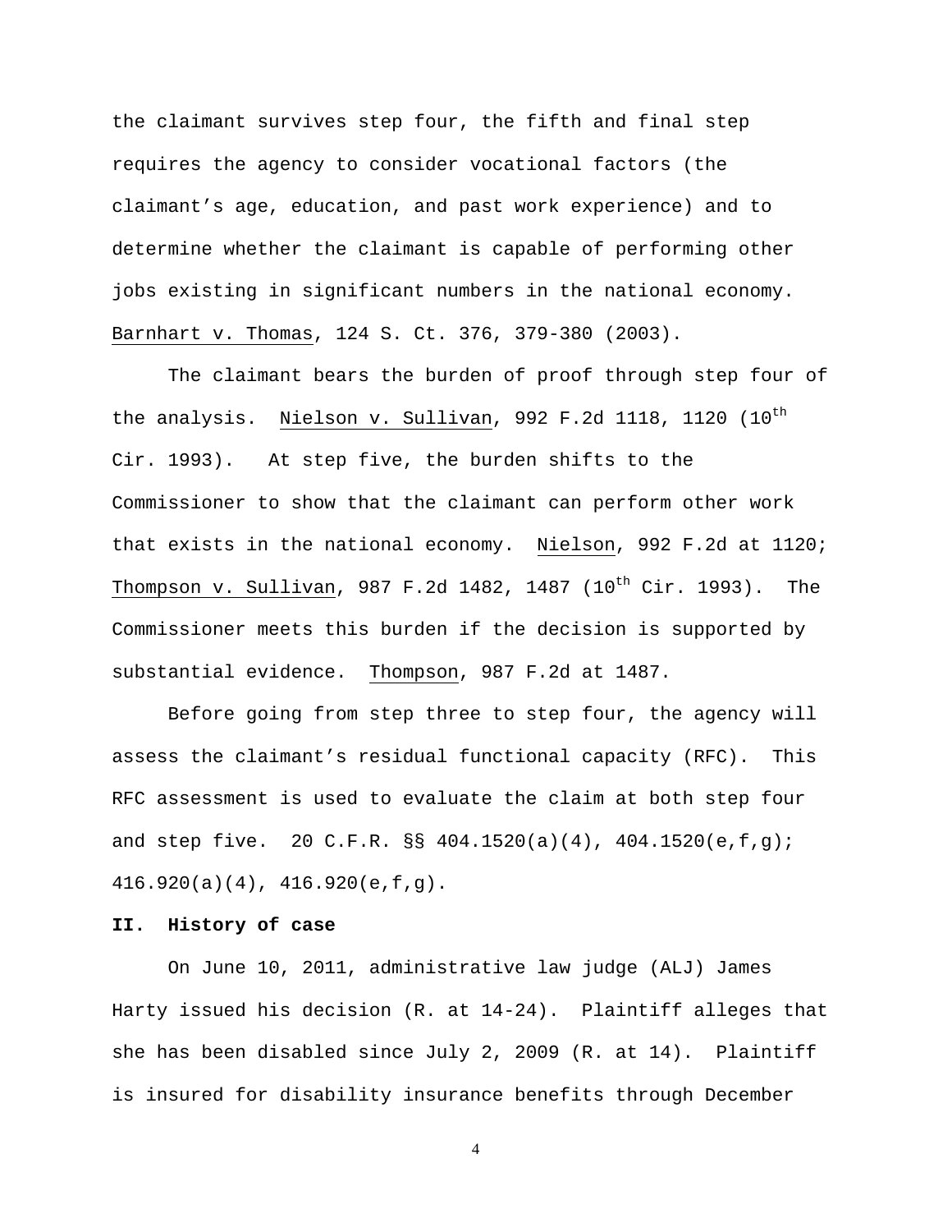the claimant survives step four, the fifth and final step requires the agency to consider vocational factors (the claimant's age, education, and past work experience) and to determine whether the claimant is capable of performing other jobs existing in significant numbers in the national economy. Barnhart v. Thomas, 124 S. Ct. 376, 379-380 (2003).

The claimant bears the burden of proof through step four of the analysis. Nielson v. Sullivan, 992 F.2d 1118, 1120 (10th Cir. 1993). At step five, the burden shifts to the Commissioner to show that the claimant can perform other work that exists in the national economy. Nielson, 992 F.2d at 1120; Thompson v. Sullivan, 987 F.2d 1482, 1487 (10th Cir. 1993). The Commissioner meets this burden if the decision is supported by substantial evidence. Thompson, 987 F.2d at 1487.

Before going from step three to step four, the agency will assess the claimant's residual functional capacity (RFC). This RFC assessment is used to evaluate the claim at both step four and step five. 20 C.F.R. §§ 404.1520(a)(4), 404.1520(e,f,g); 416.920(a)(4), 416.920(e,f,g).

**II. History of case**

On June 10, 2011, administrative law judge (ALJ) James Harty issued his decision (R. at 14-24). Plaintiff alleges that she has been disabled since July 2, 2009 (R. at 14). Plaintiff is insured for disability insurance benefits through December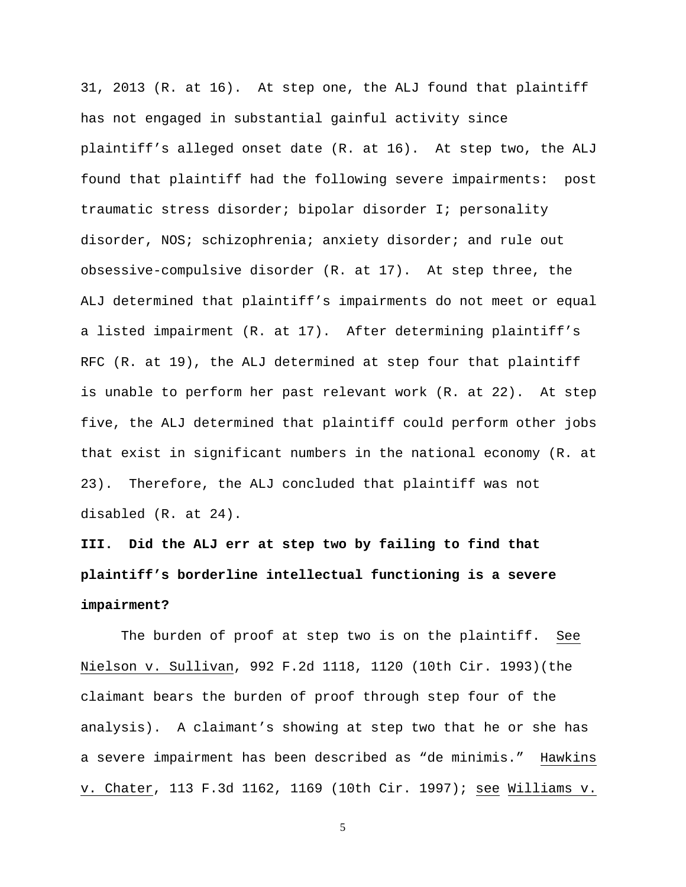31, 2013 (R. at 16). At step one, the ALJ found that plaintiff has not engaged in substantial gainful activity since plaintiff's alleged onset date (R. at 16). At step two, the ALJ found that plaintiff had the following severe impairments: post traumatic stress disorder; bipolar disorder I; personality disorder, NOS; schizophrenia; anxiety disorder; and rule out obsessive-compulsive disorder (R. at 17). At step three, the ALJ determined that plaintiff's impairments do not meet or equal a listed impairment (R. at 17). After determining plaintiff's RFC (R. at 19), the ALJ determined at step four that plaintiff is unable to perform her past relevant work (R. at 22). At step five, the ALJ determined that plaintiff could perform other jobs that exist in significant numbers in the national economy (R. at 23). Therefore, the ALJ concluded that plaintiff was not disabled (R. at 24).

**III. Did the ALJ err at step two by failing to find that plaintiff's borderline intellectual functioning is a severe impairment?**

The burden of proof at step two is on the plaintiff. See Nielson v. Sullivan, 992 F.2d 1118, 1120 (10th Cir. 1993)(the claimant bears the burden of proof through step four of the analysis). A claimant's showing at step two that he or she has a severe impairment has been described as "de minimis." Hawkins v. Chater, 113 F.3d 1162, 1169 (10th Cir. 1997); see Williams v.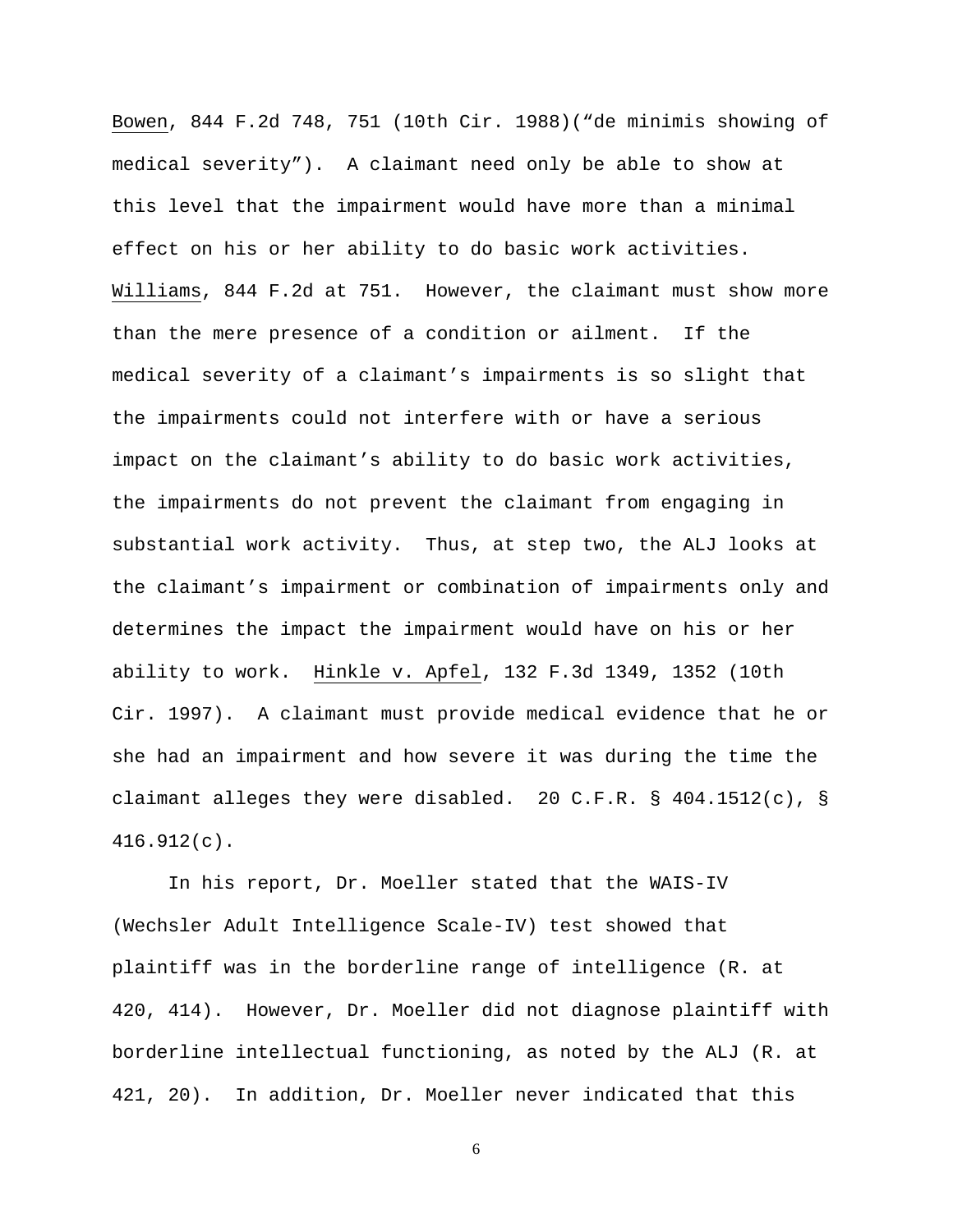Bowen, 844 F.2d 748, 751 (10th Cir. 1988)("de minimis showing of medical severity"). A claimant need only be able to show at this level that the impairment would have more than a minimal effect on his or her ability to do basic work activities. Williams, 844 F.2d at 751. However, the claimant must show more than the mere presence of a condition or ailment. If the medical severity of a claimant's impairments is so slight that the impairments could not interfere with or have a serious impact on the claimant's ability to do basic work activities, the impairments do not prevent the claimant from engaging in substantial work activity. Thus, at step two, the ALJ looks at the claimant's impairment or combination of impairments only and determines the impact the impairment would have on his or her ability to work. Hinkle v. Apfel, 132 F.3d 1349, 1352 (10th Cir. 1997). A claimant must provide medical evidence that he or she had an impairment and how severe it was during the time the claimant alleges they were disabled. 20 C.F.R. § 404.1512(c), § 416.912(c).

In his report, Dr. Moeller stated that the WAIS-IV (Wechsler Adult Intelligence Scale-IV) test showed that plaintiff was in the borderline range of intelligence (R. at 420, 414). However, Dr. Moeller did not diagnose plaintiff with borderline intellectual functioning, as noted by the ALJ (R. at 421, 20). In addition, Dr. Moeller never indicated that this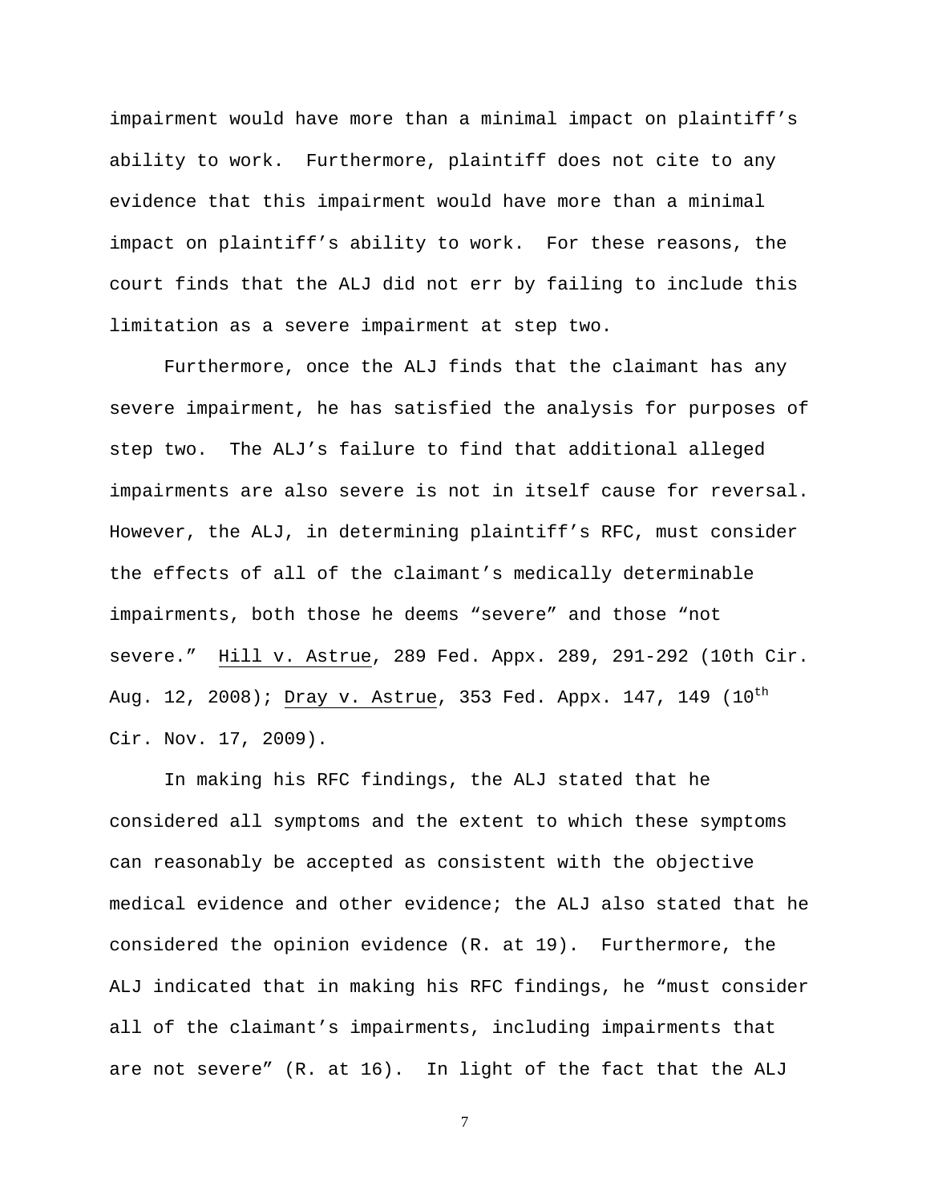impairment would have more than a minimal impact on plaintiff's ability to work. Furthermore, plaintiff does not cite to any evidence that this impairment would have more than a minimal impact on plaintiff's ability to work. For these reasons, the court finds that the ALJ did not err by failing to include this limitation as a severe impairment at step two.

Furthermore, once the ALJ finds that the claimant has any severe impairment, he has satisfied the analysis for purposes of step two. The ALJ's failure to find that additional alleged impairments are also severe is not in itself cause for reversal. However, the ALJ, in determining plaintiff's RFC, must consider the effects of all of the claimant's medically determinable impairments, both those he deems "severe" and those "not severe." Hill v. Astrue, 289 Fed. Appx. 289, 291-292 (10th Cir. Aug. 12, 2008); Dray v. Astrue, 353 Fed. Appx. 147, 149 (10th Cir. Nov. 17, 2009).

In making his RFC findings, the ALJ stated that he considered all symptoms and the extent to which these symptoms can reasonably be accepted as consistent with the objective medical evidence and other evidence; the ALJ also stated that he considered the opinion evidence (R. at 19). Furthermore, the ALJ indicated that in making his RFC findings, he "must consider all of the claimant's impairments, including impairments that are not severe" (R. at 16). In light of the fact that the ALJ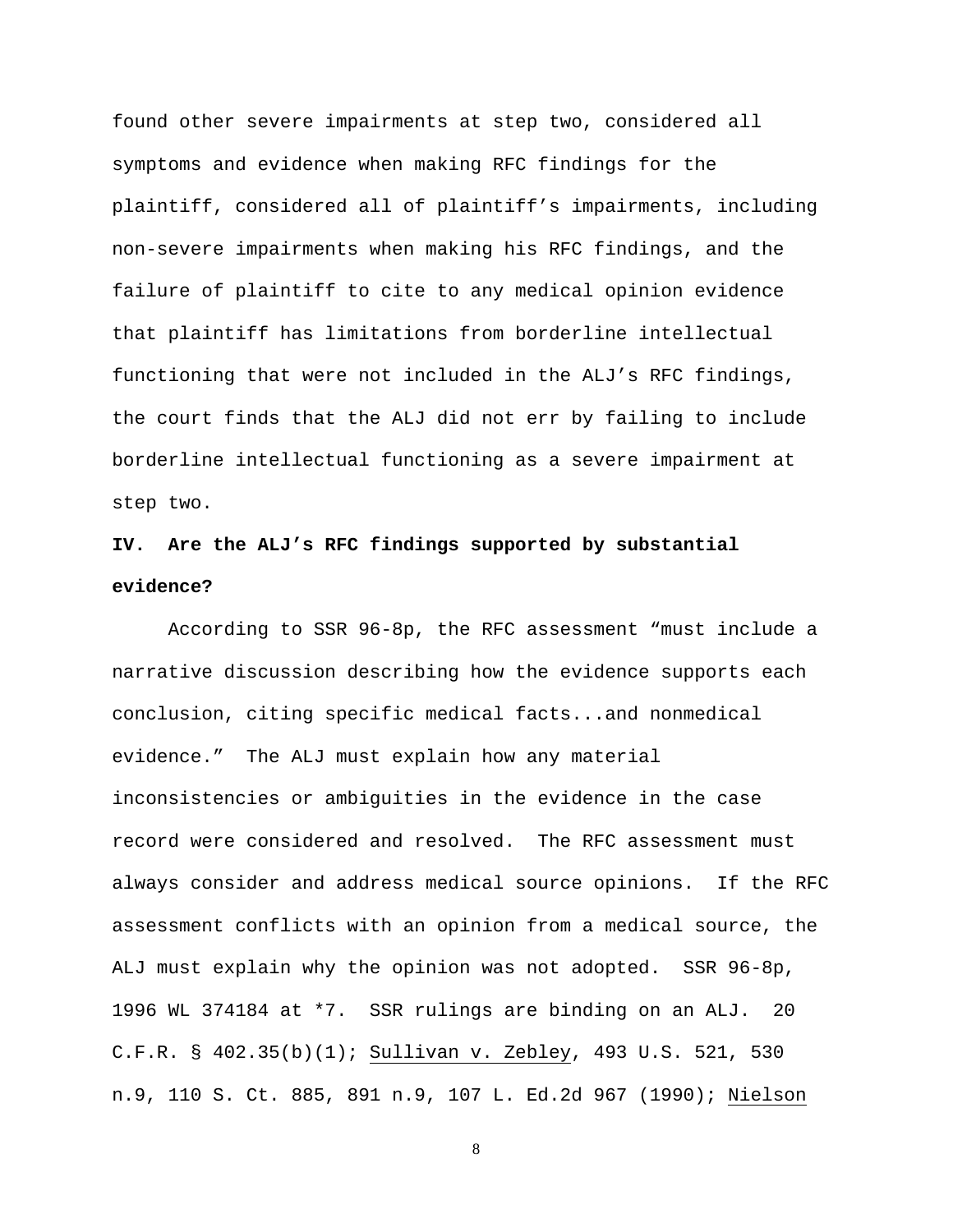found other severe impairments at step two, considered all symptoms and evidence when making RFC findings for the plaintiff, considered all of plaintiff's impairments, including non-severe impairments when making his RFC findings, and the failure of plaintiff to cite to any medical opinion evidence that plaintiff has limitations from borderline intellectual functioning that were not included in the ALJ's RFC findings, the court finds that the ALJ did not err by failing to include borderline intellectual functioning as a severe impairment at step two.

## IV. Are the ALJ's RFC findings supported by substantial evidence?

According to SSR 96-8p, the RFC assessment "must include a narrative discussion describing how the evidence supports each conclusion, citing specific medical facts...and nonmedical evidence." The ALJ must explain how any material inconsistencies or ambiguities in the evidence in the case record were considered and resolved. The RFC assessment must always consider and address medical source opinions. If the RFC assessment conflicts with an opinion from a medical source, the ALJ must explain why the opinion was not adopted. SSR 96-8p, 1996 WL 374184 at *7. SSR rulings are binding on an ALJ. 20 C.F.R. § 402.35(b)(1); Sullivan v. Zebley, 493 U.S. 521, 530 n.9, 110 S. Ct. 885, 891 n.9, 107 L. Ed.2d 967 (1990); Nielson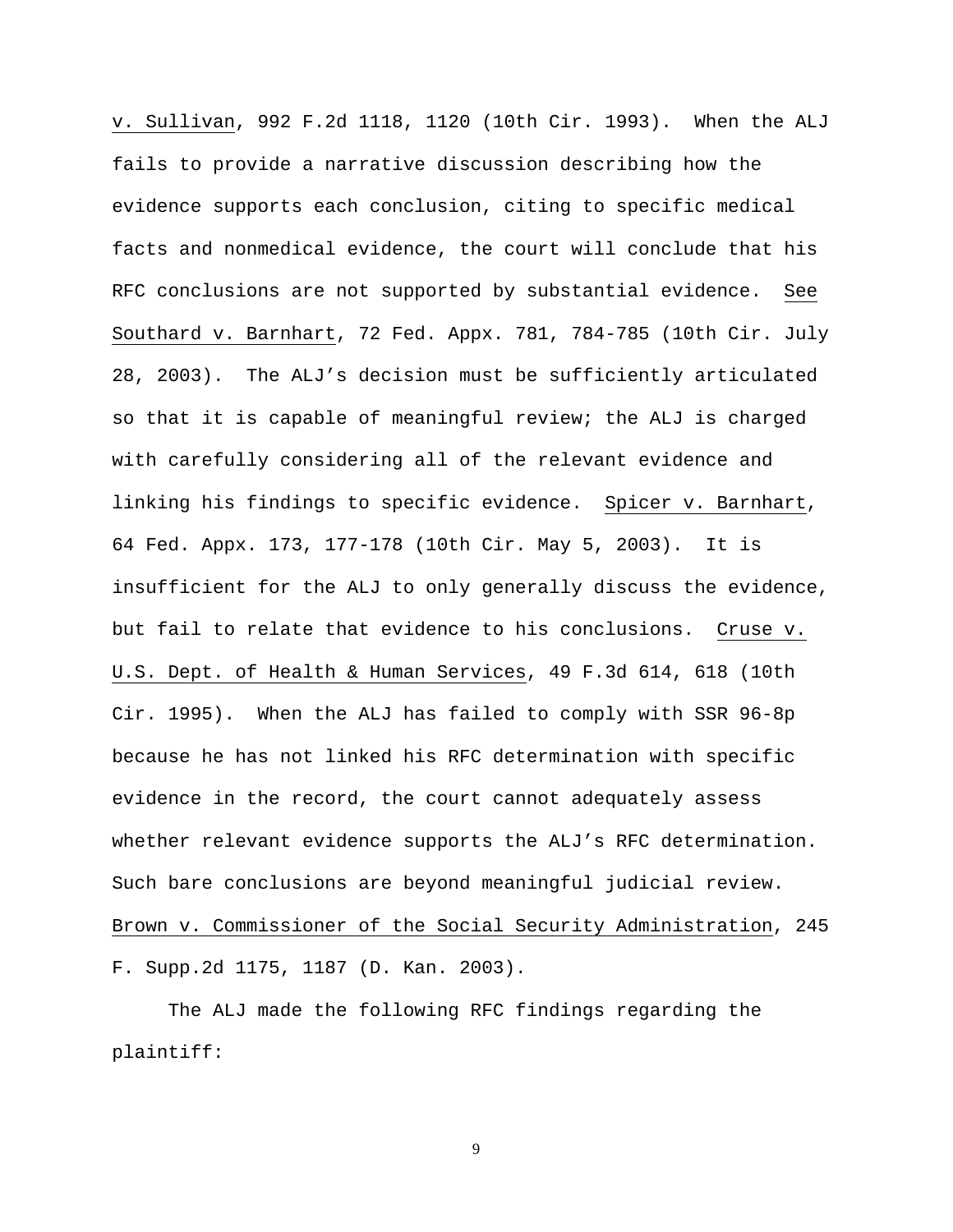v. Sullivan, 992 F.2d 1118, 1120 (10th Cir. 1993). When the ALJ fails to provide a narrative discussion describing how the evidence supports each conclusion, citing to specific medical facts and nonmedical evidence, the court will conclude that his RFC conclusions are not supported by substantial evidence. See Southard v. Barnhart, 72 Fed. Appx. 781, 784-785 (10th Cir. July 28, 2003). The ALJ's decision must be sufficiently articulated so that it is capable of meaningful review; the ALJ is charged with carefully considering all of the relevant evidence and linking his findings to specific evidence. Spicer v. Barnhart, 64 Fed. Appx. 173, 177-178 (10th Cir. May 5, 2003). It is insufficient for the ALJ to only generally discuss the evidence, but fail to relate that evidence to his conclusions. Cruse v. U.S. Dept. of Health & Human Services, 49 F.3d 614, 618 (10th Cir. 1995). When the ALJ has failed to comply with SSR 96-8p because he has not linked his RFC determination with specific evidence in the record, the court cannot adequately assess whether relevant evidence supports the ALJ's RFC determination. Such bare conclusions are beyond meaningful judicial review. Brown v. Commissioner of the Social Security Administration, 245 F. Supp.2d 1175, 1187 (D. Kan. 2003).

The ALJ made the following RFC findings regarding the plaintiff: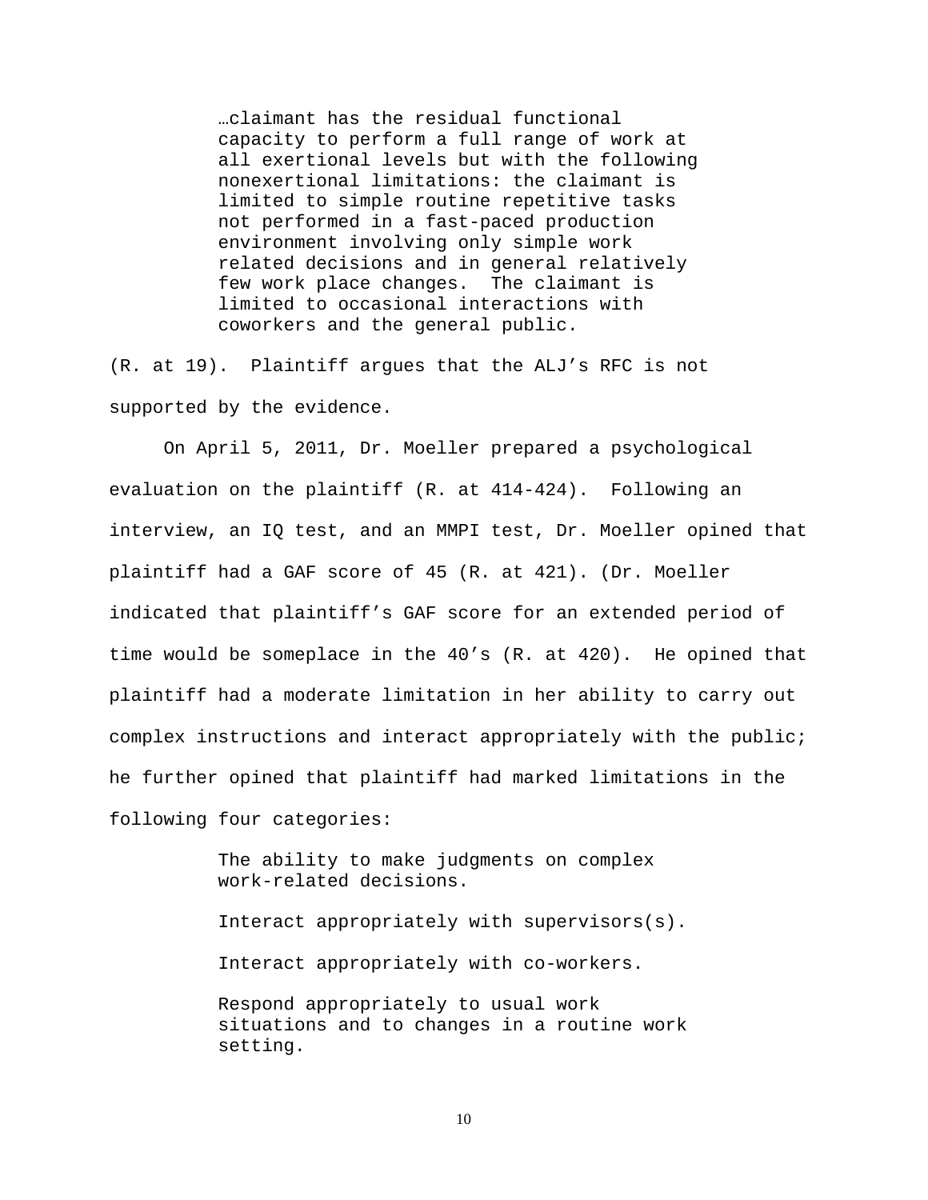> …claimant has the residual functional capacity to perform a full range of work at all exertional levels but with the following nonexertional limitations: the claimant is limited to simple routine repetitive tasks not performed in a fast-paced production environment involving only simple work related decisions and in general relatively few work place changes. The claimant is limited to occasional interactions with coworkers and the general public.

(R. at 19). Plaintiff argues that the ALJ's RFC is not supported by the evidence.

On April 5, 2011, Dr. Moeller prepared a psychological evaluation on the plaintiff (R. at 414-424). Following an interview, an IQ test, and an MMPI test, Dr. Moeller opined that plaintiff had a GAF score of 45 (R. at 421). (Dr. Moeller indicated that plaintiff's GAF score for an extended period of time would be someplace in the 40's (R. at 420). He opined that plaintiff had a moderate limitation in her ability to carry out complex instructions and interact appropriately with the public; he further opined that plaintiff had marked limitations in the following four categories:

> The ability to make judgments on complex work-related decisions.
>
> Interact appropriately with supervisors(s).
>
> Interact appropriately with co-workers.
>
> Respond appropriately to usual work situations and to changes in a routine work setting.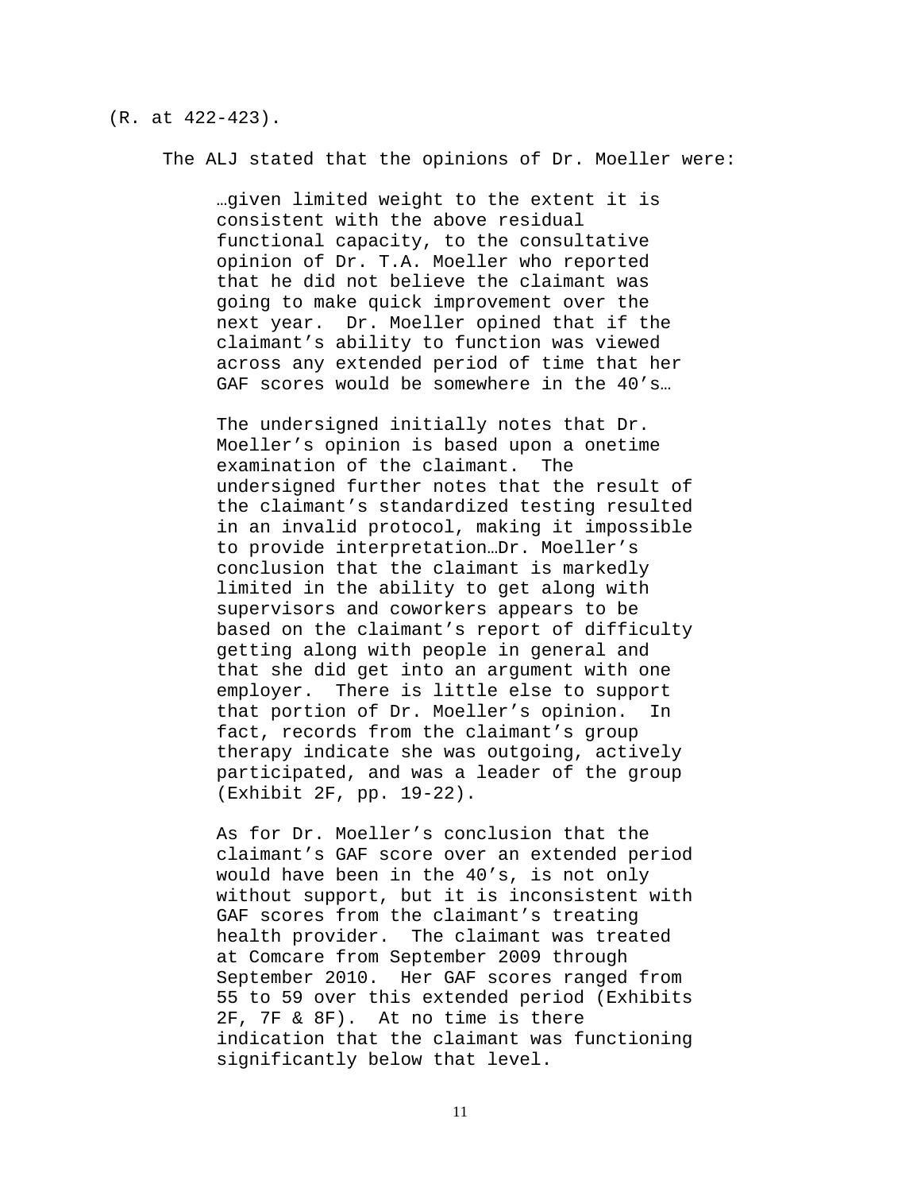(R. at 422-423).

The ALJ stated that the opinions of Dr. Moeller were:

> …given limited weight to the extent it is consistent with the above residual functional capacity, to the consultative opinion of Dr. T.A. Moeller who reported that he did not believe the claimant was going to make quick improvement over the next year. Dr. Moeller opined that if the claimant's ability to function was viewed across any extended period of time that her GAF scores would be somewhere in the 40's…
>
> The undersigned initially notes that Dr. Moeller's opinion is based upon a onetime examination of the claimant. The undersigned further notes that the result of the claimant's standardized testing resulted in an invalid protocol, making it impossible to provide interpretation…Dr. Moeller's conclusion that the claimant is markedly limited in the ability to get along with supervisors and coworkers appears to be based on the claimant's report of difficulty getting along with people in general and that she did get into an argument with one employer. There is little else to support that portion of Dr. Moeller's opinion. In fact, records from the claimant's group therapy indicate she was outgoing, actively participated, and was a leader of the group (Exhibit 2F, pp. 19-22).
>
> As for Dr. Moeller's conclusion that the claimant's GAF score over an extended period would have been in the 40's, is not only without support, but it is inconsistent with GAF scores from the claimant's treating health provider. The claimant was treated at Comcare from September 2009 through September 2010. Her GAF scores ranged from 55 to 59 over this extended period (Exhibits 2F, 7F & 8F). At no time is there indication that the claimant was functioning significantly below that level.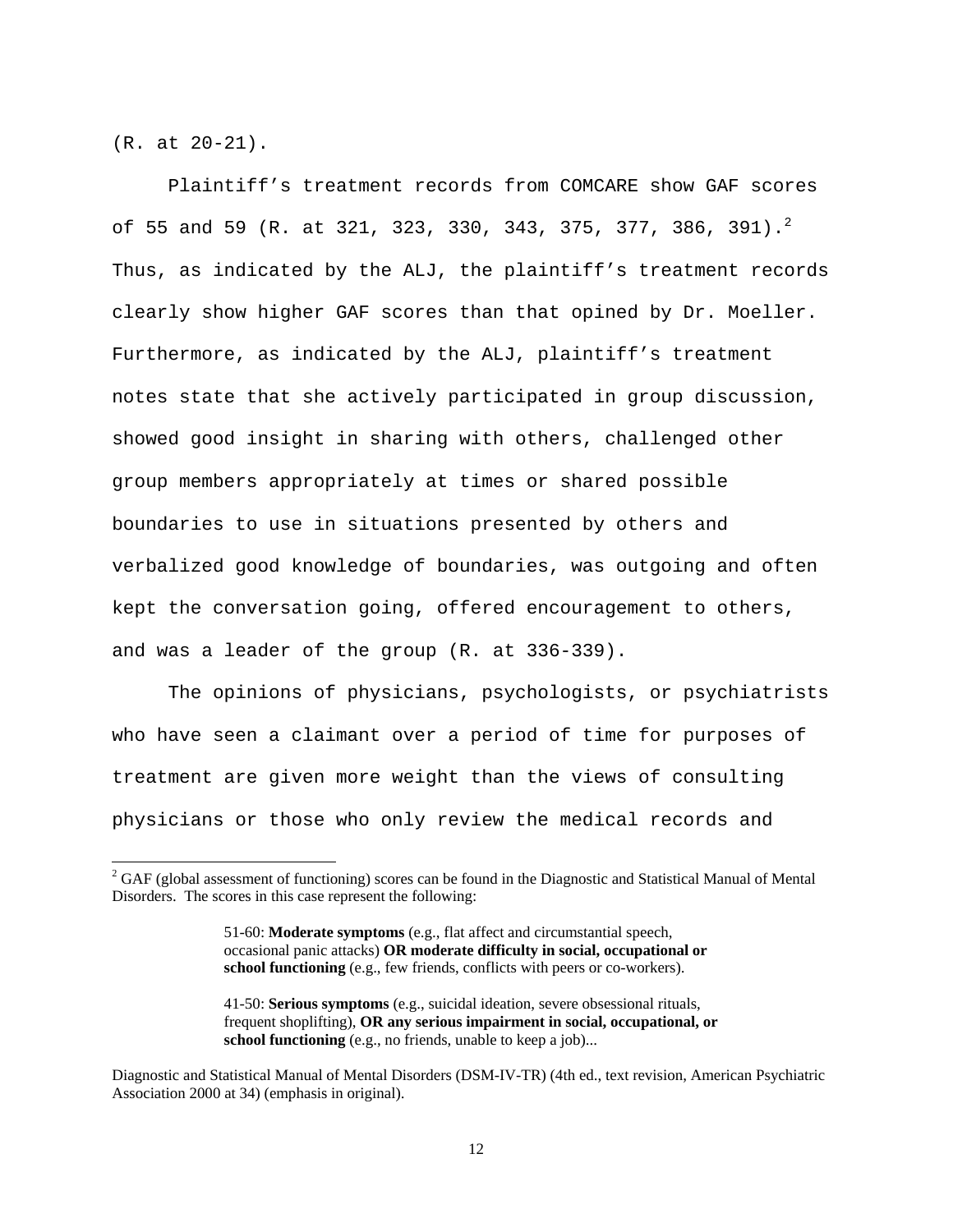(R. at 20-21).

Plaintiff's treatment records from COMCARE show GAF scores of 55 and 59 (R. at 321, 323, 330, 343, 375, 377, 386, 391).[2] Thus, as indicated by the ALJ, the plaintiff's treatment records clearly show higher GAF scores than that opined by Dr. Moeller. Furthermore, as indicated by the ALJ, plaintiff's treatment notes state that she actively participated in group discussion, showed good insight in sharing with others, challenged other group members appropriately at times or shared possible boundaries to use in situations presented by others and verbalized good knowledge of boundaries, was outgoing and often kept the conversation going, offered encouragement to others, and was a leader of the group (R. at 336-339).

The opinions of physicians, psychologists, or psychiatrists who have seen a claimant over a period of time for purposes of treatment are given more weight than the views of consulting physicians or those who only review the medical records and

---

[2] GAF (global assessment of functioning) scores can be found in the Diagnostic and Statistical Manual of Mental Disorders. The scores in this case represent the following:

> 51-60: **Moderate symptoms** (e.g., flat affect and circumstantial speech, occasional panic attacks) **OR moderate difficulty in social, occupational or school functioning** (e.g., few friends, conflicts with peers or co-workers).
>
> 41-50: **Serious symptoms** (e.g., suicidal ideation, severe obsessional rituals, frequent shoplifting), **OR any serious impairment in social, occupational, or school functioning** (e.g., no friends, unable to keep a job)...

Diagnostic and Statistical Manual of Mental Disorders (DSM-IV-TR) (4th ed., text revision, American Psychiatric Association 2000 at 34) (emphasis in original).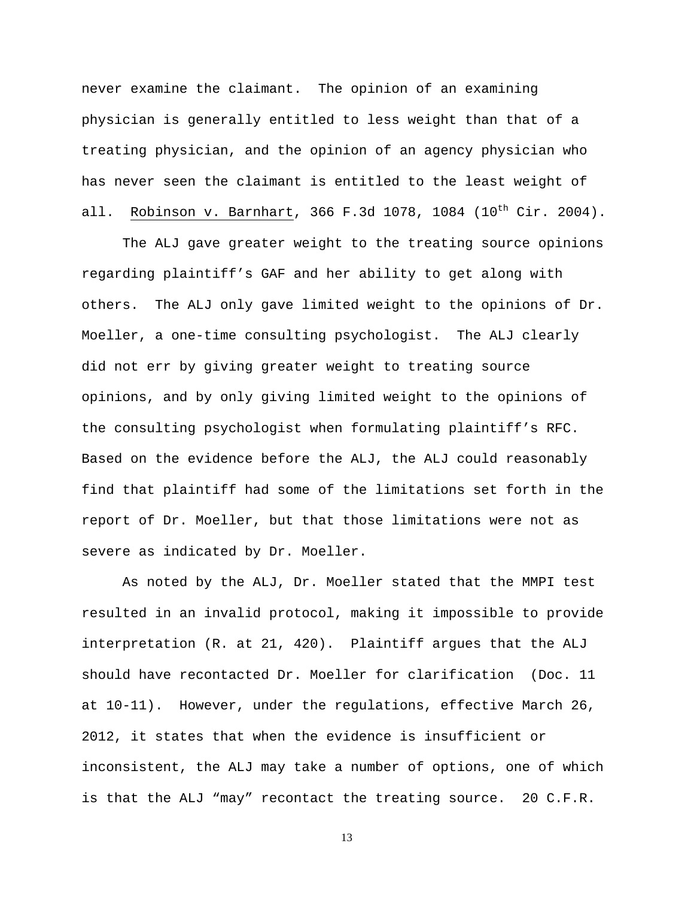never examine the claimant. The opinion of an examining physician is generally entitled to less weight than that of a treating physician, and the opinion of an agency physician who has never seen the claimant is entitled to the least weight of all. Robinson v. Barnhart, 366 F.3d 1078, 1084 (10th Cir. 2004).

The ALJ gave greater weight to the treating source opinions regarding plaintiff's GAF and her ability to get along with others. The ALJ only gave limited weight to the opinions of Dr. Moeller, a one-time consulting psychologist. The ALJ clearly did not err by giving greater weight to treating source opinions, and by only giving limited weight to the opinions of the consulting psychologist when formulating plaintiff's RFC. Based on the evidence before the ALJ, the ALJ could reasonably find that plaintiff had some of the limitations set forth in the report of Dr. Moeller, but that those limitations were not as severe as indicated by Dr. Moeller.

As noted by the ALJ, Dr. Moeller stated that the MMPI test resulted in an invalid protocol, making it impossible to provide interpretation (R. at 21, 420). Plaintiff argues that the ALJ should have recontacted Dr. Moeller for clarification (Doc. 11 at 10-11). However, under the regulations, effective March 26, 2012, it states that when the evidence is insufficient or inconsistent, the ALJ may take a number of options, one of which is that the ALJ "may" recontact the treating source. 20 C.F.R.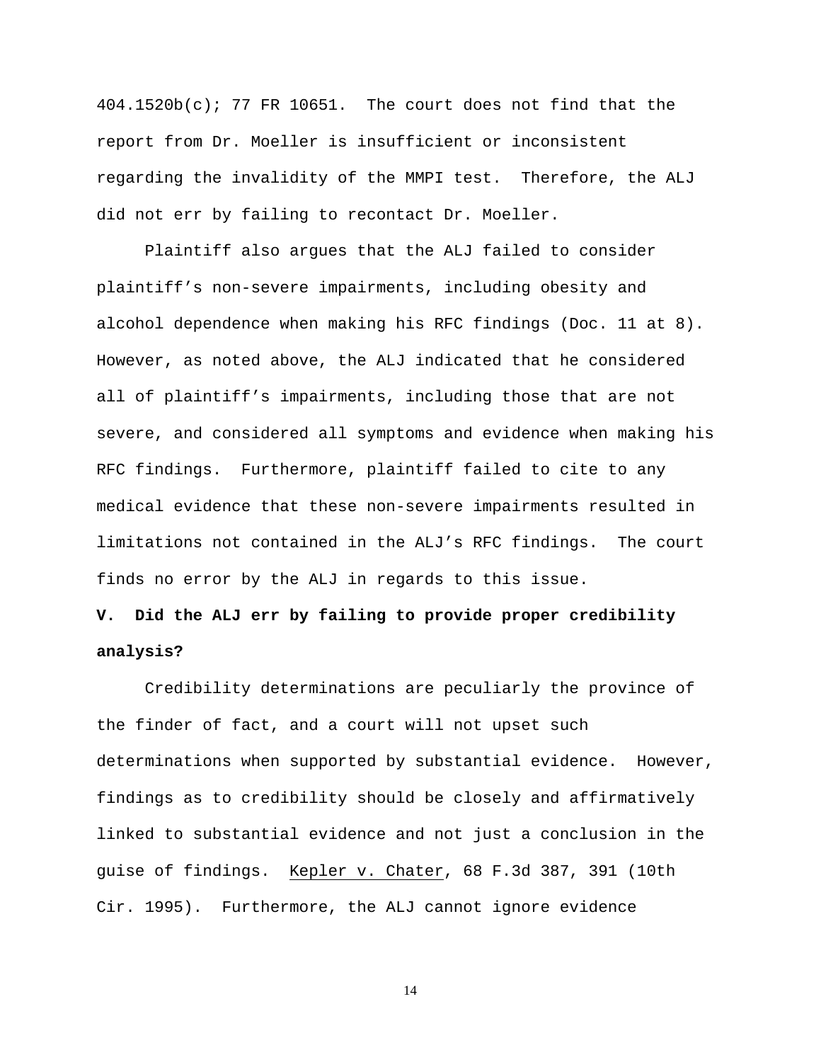404.1520b(c); 77 FR 10651. The court does not find that the report from Dr. Moeller is insufficient or inconsistent regarding the invalidity of the MMPI test. Therefore, the ALJ did not err by failing to recontact Dr. Moeller.

Plaintiff also argues that the ALJ failed to consider plaintiff's non-severe impairments, including obesity and alcohol dependence when making his RFC findings (Doc. 11 at 8). However, as noted above, the ALJ indicated that he considered all of plaintiff's impairments, including those that are not severe, and considered all symptoms and evidence when making his RFC findings. Furthermore, plaintiff failed to cite to any medical evidence that these non-severe impairments resulted in limitations not contained in the ALJ's RFC findings. The court finds no error by the ALJ in regards to this issue.

**V. Did the ALJ err by failing to provide proper credibility analysis?**

Credibility determinations are peculiarly the province of the finder of fact, and a court will not upset such determinations when supported by substantial evidence. However, findings as to credibility should be closely and affirmatively linked to substantial evidence and not just a conclusion in the guise of findings. Kepler v. Chater, 68 F.3d 387, 391 (10th Cir. 1995). Furthermore, the ALJ cannot ignore evidence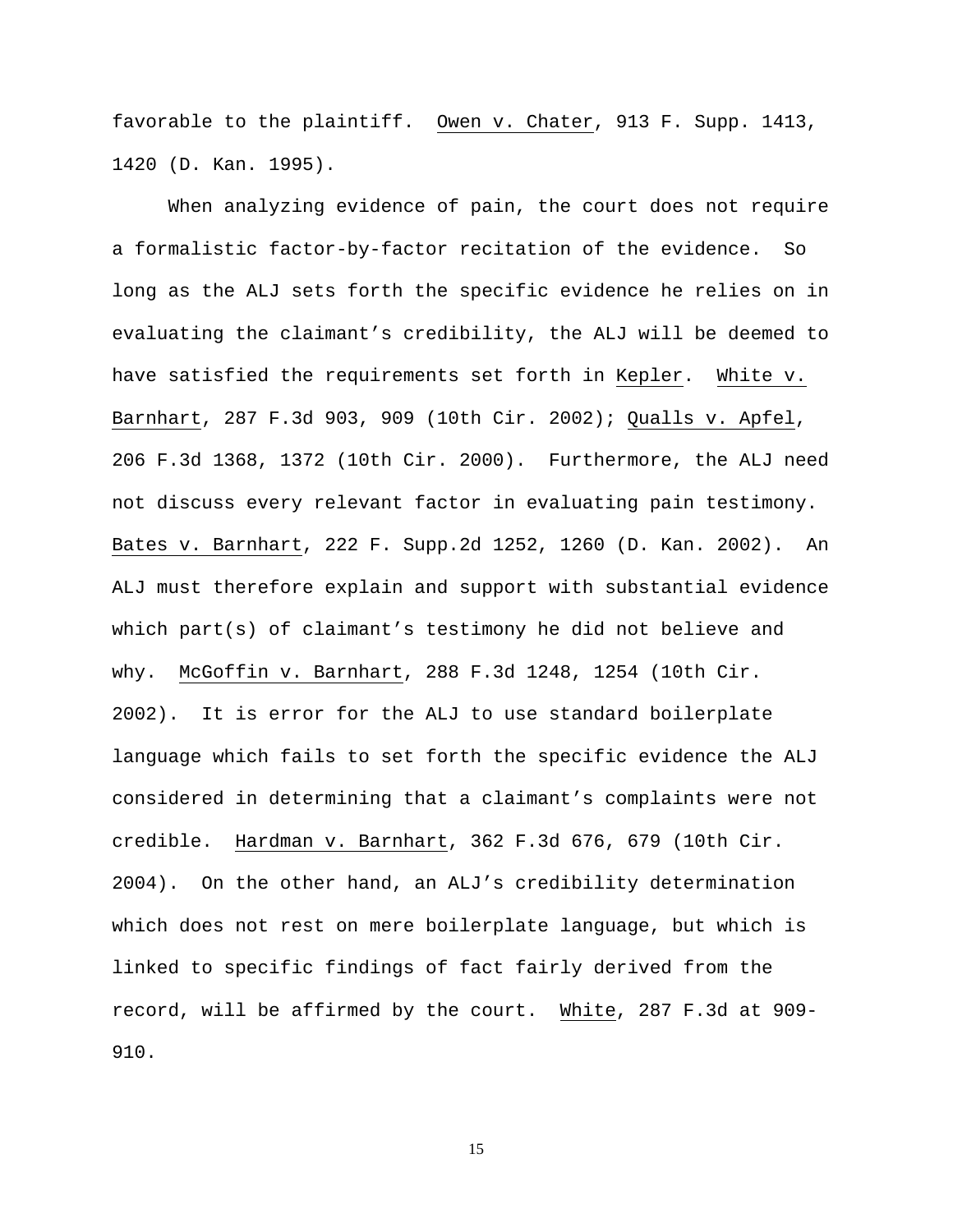favorable to the plaintiff. Owen v. Chater, 913 F. Supp. 1413, 1420 (D. Kan. 1995).

When analyzing evidence of pain, the court does not require a formalistic factor-by-factor recitation of the evidence. So long as the ALJ sets forth the specific evidence he relies on in evaluating the claimant's credibility, the ALJ will be deemed to have satisfied the requirements set forth in Kepler. White v. Barnhart, 287 F.3d 903, 909 (10th Cir. 2002); Qualls v. Apfel, 206 F.3d 1368, 1372 (10th Cir. 2000). Furthermore, the ALJ need not discuss every relevant factor in evaluating pain testimony. Bates v. Barnhart, 222 F. Supp.2d 1252, 1260 (D. Kan. 2002). An ALJ must therefore explain and support with substantial evidence which part(s) of claimant's testimony he did not believe and why. McGoffin v. Barnhart, 288 F.3d 1248, 1254 (10th Cir. 2002). It is error for the ALJ to use standard boilerplate language which fails to set forth the specific evidence the ALJ considered in determining that a claimant's complaints were not credible. Hardman v. Barnhart, 362 F.3d 676, 679 (10th Cir. 2004). On the other hand, an ALJ's credibility determination which does not rest on mere boilerplate language, but which is linked to specific findings of fact fairly derived from the record, will be affirmed by the court. White, 287 F.3d at 909-910.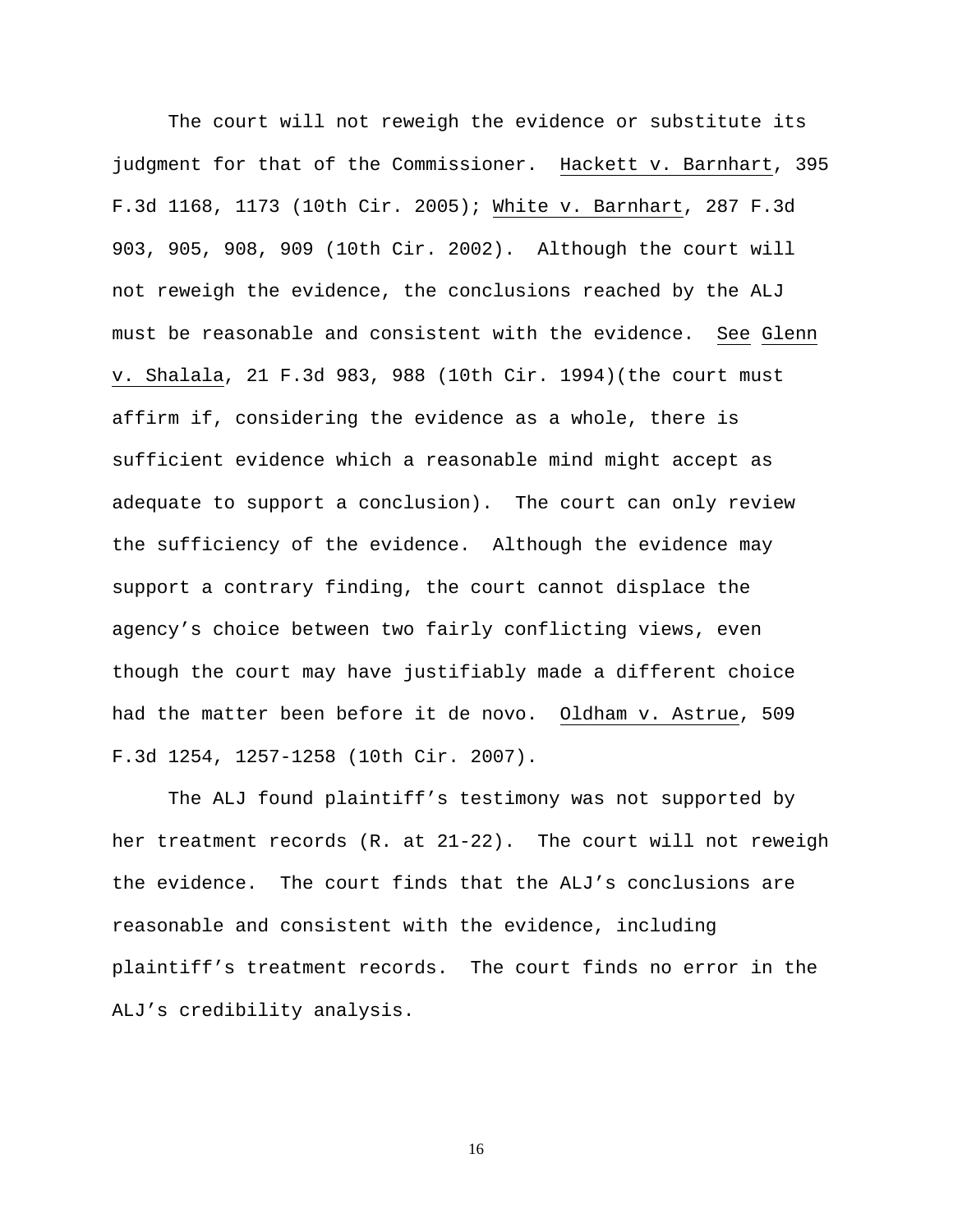The court will not reweigh the evidence or substitute its judgment for that of the Commissioner. Hackett v. Barnhart, 395 F.3d 1168, 1173 (10th Cir. 2005); White v. Barnhart, 287 F.3d 903, 905, 908, 909 (10th Cir. 2002). Although the court will not reweigh the evidence, the conclusions reached by the ALJ must be reasonable and consistent with the evidence. See Glenn v. Shalala, 21 F.3d 983, 988 (10th Cir. 1994)(the court must affirm if, considering the evidence as a whole, there is sufficient evidence which a reasonable mind might accept as adequate to support a conclusion). The court can only review the sufficiency of the evidence. Although the evidence may support a contrary finding, the court cannot displace the agency's choice between two fairly conflicting views, even though the court may have justifiably made a different choice had the matter been before it de novo. Oldham v. Astrue, 509 F.3d 1254, 1257-1258 (10th Cir. 2007).

The ALJ found plaintiff's testimony was not supported by her treatment records (R. at 21-22). The court will not reweigh the evidence. The court finds that the ALJ's conclusions are reasonable and consistent with the evidence, including plaintiff's treatment records. The court finds no error in the ALJ's credibility analysis.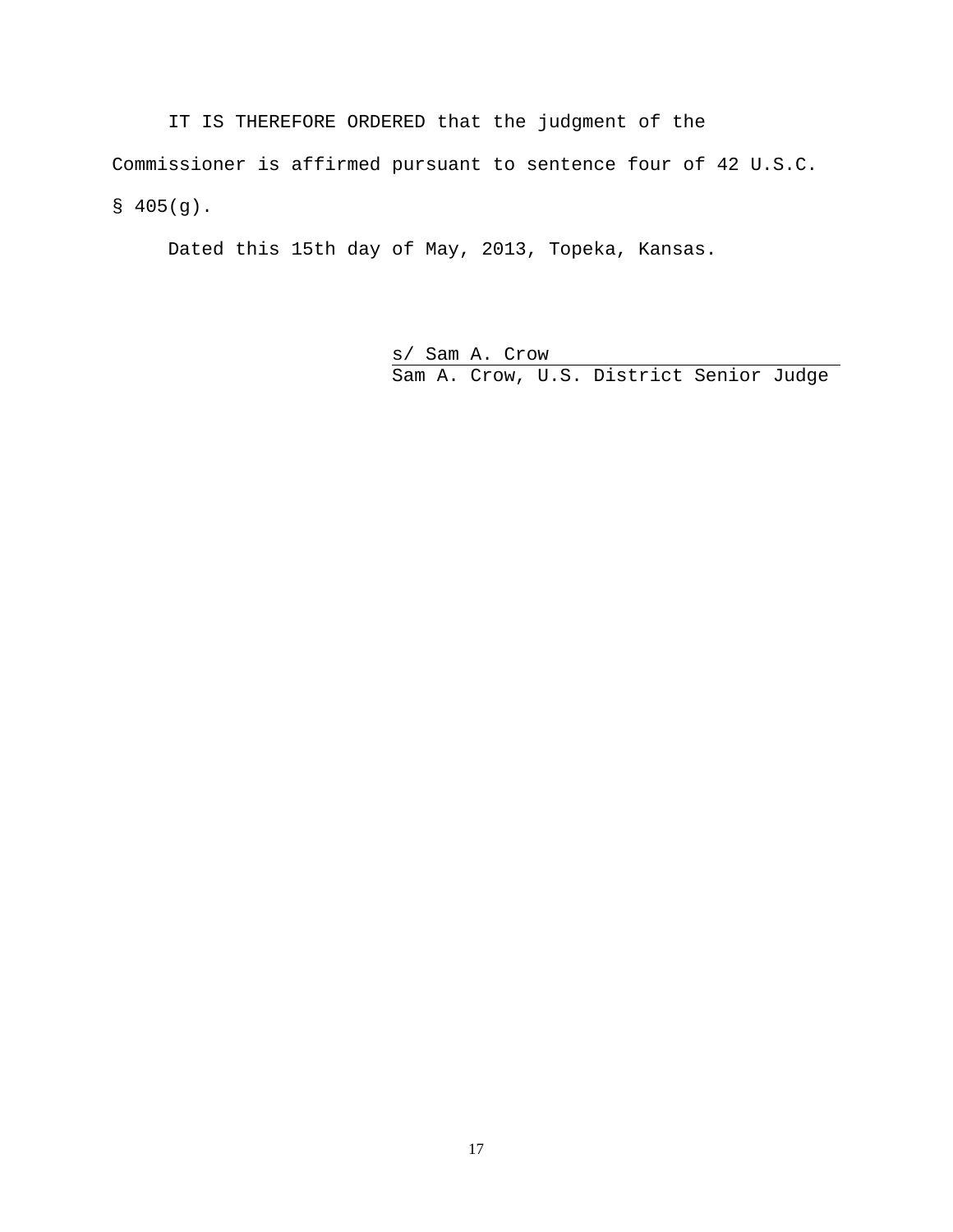IT IS THEREFORE ORDERED that the judgment of the Commissioner is affirmed pursuant to sentence four of 42 U.S.C. § 405(g).

Dated this 15th day of May, 2013, Topeka, Kansas.

s/ Sam A. Crow

Sam A. Crow, U.S. District Senior Judge